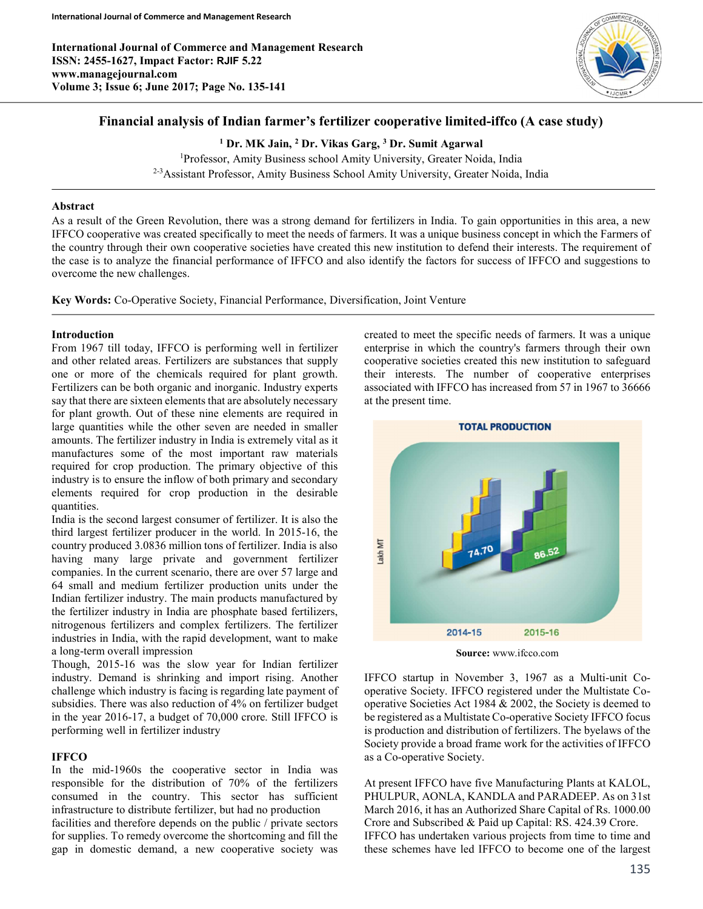International Journal of Commerce and Management Research
ISSN: 2455-1627, Impact Factor: RJIF 5.22
www.managejournal.com
Volume 3; Issue 6; June 2017; Page No. 135-141

# Financial analysis of Indian farmer's fertilizer cooperative limited-iffco (A case study)

**[1] Dr. MK Jain, [2] Dr. Vikas Garg, [3] Dr. Sumit Agarwal**

[1]Professor, Amity Business school Amity University, Greater Noida, India

[2-3]Assistant Professor, Amity Business School Amity University, Greater Noida, India

## Abstract

As a result of the Green Revolution, there was a strong demand for fertilizers in India. To gain opportunities in this area, a new IFFCO cooperative was created specifically to meet the needs of farmers. It was a unique business concept in which the Farmers of the country through their own cooperative societies have created this new institution to defend their interests. The requirement of the case is to analyze the financial performance of IFFCO and also identify the factors for success of IFFCO and suggestions to overcome the new challenges.

**Key Words:** Co-Operative Society, Financial Performance, Diversification, Joint Venture

## Introduction

From 1967 till today, IFFCO is performing well in fertilizer and other related areas. Fertilizers are substances that supply one or more of the chemicals required for plant growth. Fertilizers can be both organic and inorganic. Industry experts say that there are sixteen elements that are absolutely necessary for plant growth. Out of these nine elements are required in large quantities while the other seven are needed in smaller amounts. The fertilizer industry in India is extremely vital as it manufactures some of the most important raw materials required for crop production. The primary objective of this industry is to ensure the inflow of both primary and secondary elements required for crop production in the desirable quantities.

India is the second largest consumer of fertilizer. It is also the third largest fertilizer producer in the world. In 2015-16, the country produced 3.0836 million tons of fertilizer. India is also having many large private and government fertilizer companies. In the current scenario, there are over 57 large and 64 small and medium fertilizer production units under the Indian fertilizer industry. The main products manufactured by the fertilizer industry in India are phosphate based fertilizers, nitrogenous fertilizers and complex fertilizers. The fertilizer industries in India, with the rapid development, want to make a long-term overall impression

Though, 2015-16 was the slow year for Indian fertilizer industry. Demand is shrinking and import rising. Another challenge which industry is facing is regarding late payment of subsidies. There was also reduction of 4% on fertilizer budget in the year 2016-17, a budget of 70,000 crore. Still IFFCO is performing well in fertilizer industry

## IFFCO

In the mid-1960s the cooperative sector in India was responsible for the distribution of 70% of the fertilizers consumed in the country. This sector has sufficient infrastructure to distribute fertilizer, but had no production facilities and therefore depends on the public / private sectors for supplies. To remedy overcome the shortcoming and fill the gap in domestic demand, a new cooperative society was created to meet the specific needs of farmers. It was a unique enterprise in which the country's farmers through their own cooperative societies created this new institution to safeguard their interests. The number of cooperative enterprises associated with IFFCO has increased from 57 in 1967 to 36666 at the present time.

TOTAL PRODUCTION (Lakh MT): 2014-15: 74.70; 2015-16: 86.52

**Source:** www.ifcco.com

IFFCO startup in November 3, 1967 as a Multi-unit Co-operative Society. IFFCO registered under the Multistate Co-operative Societies Act 1984 & 2002, the Society is deemed to be registered as a Multistate Co-operative Society IFFCO focus is production and distribution of fertilizers. The byelaws of the Society provide a broad frame work for the activities of IFFCO as a Co-operative Society.

At present IFFCO have five Manufacturing Plants at KALOL, PHULPUR, AONLA, KANDLA and PARADEEP. As on 31st March 2016, it has an Authorized Share Capital of Rs. 1000.00 Crore and Subscribed & Paid up Capital: RS. 424.39 Crore. IFFCO has undertaken various projects from time to time and these schemes have led IFFCO to become one of the largest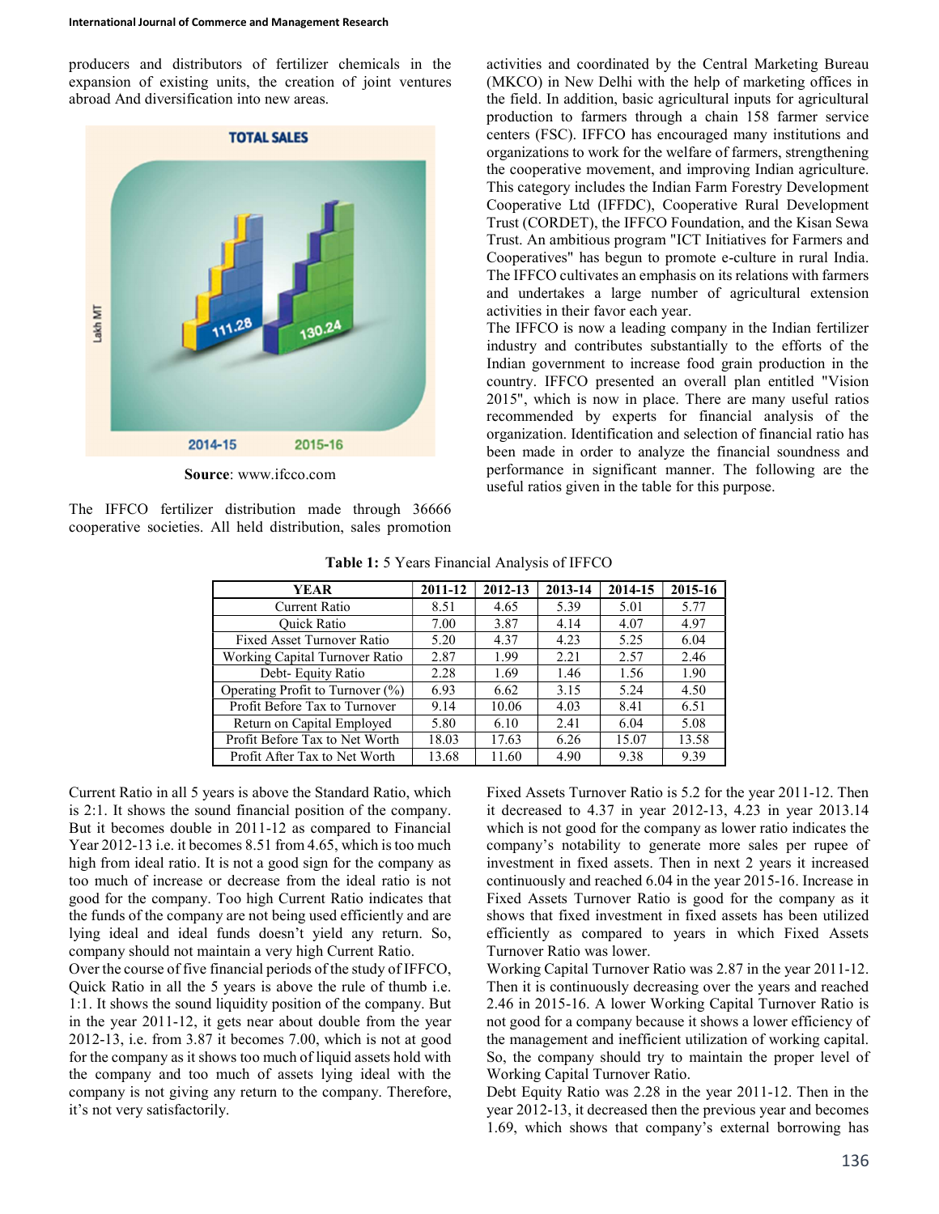producers and distributors of fertilizer chemicals in the expansion of existing units, the creation of joint ventures abroad And diversification into new areas.

**Source**: www.ifcco.com

The IFFCO fertilizer distribution made through 36666 cooperative societies. All held distribution, sales promotion activities and coordinated by the Central Marketing Bureau (MKCO) in New Delhi with the help of marketing offices in the field. In addition, basic agricultural inputs for agricultural production to farmers through a chain 158 farmer service centers (FSC). IFFCO has encouraged many institutions and organizations to work for the welfare of farmers, strengthening the cooperative movement, and improving Indian agriculture. This category includes the Indian Farm Forestry Development Cooperative Ltd (IFFDC), Cooperative Rural Development Trust (CORDET), the IFFCO Foundation, and the Kisan Sewa Trust. An ambitious program "ICT Initiatives for Farmers and Cooperatives" has begun to promote e-culture in rural India. The IFFCO cultivates an emphasis on its relations with farmers and undertakes a large number of agricultural extension activities in their favor each year.

The IFFCO is now a leading company in the Indian fertilizer industry and contributes substantially to the efforts of the Indian government to increase food grain production in the country. IFFCO presented an overall plan entitled "Vision 2015", which is now in place. There are many useful ratios recommended by experts for financial analysis of the organization. Identification and selection of financial ratio has been made in order to analyze the financial soundness and performance in significant manner. The following are the useful ratios given in the table for this purpose.

**Table 1:** 5 Years Financial Analysis of IFFCO

| YEAR | 2011-12 | 2012-13 | 2013-14 | 2014-15 | 2015-16 |
|---|---|---|---|---|---|
| Current Ratio | 8.51 | 4.65 | 5.39 | 5.01 | 5.77 |
| Quick Ratio | 7.00 | 3.87 | 4.14 | 4.07 | 4.97 |
| Fixed Asset Turnover Ratio | 5.20 | 4.37 | 4.23 | 5.25 | 6.04 |
| Working Capital Turnover Ratio | 2.87 | 1.99 | 2.21 | 2.57 | 2.46 |
| Debt- Equity Ratio | 2.28 | 1.69 | 1.46 | 1.56 | 1.90 |
| Operating Profit to Turnover (%) | 6.93 | 6.62 | 3.15 | 5.24 | 4.50 |
| Profit Before Tax to Turnover | 9.14 | 10.06 | 4.03 | 8.41 | 6.51 |
| Return on Capital Employed | 5.80 | 6.10 | 2.41 | 6.04 | 5.08 |
| Profit Before Tax to Net Worth | 18.03 | 17.63 | 6.26 | 15.07 | 13.58 |
| Profit After Tax to Net Worth | 13.68 | 11.60 | 4.90 | 9.38 | 9.39 |

Current Ratio in all 5 years is above the Standard Ratio, which is 2:1. It shows the sound financial position of the company. But it becomes double in 2011-12 as compared to Financial Year 2012-13 i.e. it becomes 8.51 from 4.65, which is too much high from ideal ratio. It is not a good sign for the company as too much of increase or decrease from the ideal ratio is not good for the company. Too high Current Ratio indicates that the funds of the company are not being used efficiently and are lying ideal and ideal funds doesn't yield any return. So, company should not maintain a very high Current Ratio.

Over the course of five financial periods of the study of IFFCO, Quick Ratio in all the 5 years is above the rule of thumb i.e. 1:1. It shows the sound liquidity position of the company. But in the year 2011-12, it gets near about double from the year 2012-13, i.e. from 3.87 it becomes 7.00, which is not at good for the company as it shows too much of liquid assets hold with the company and too much of assets lying ideal with the company is not giving any return to the company. Therefore, it's not very satisfactorily.

Fixed Assets Turnover Ratio is 5.2 for the year 2011-12. Then it decreased to 4.37 in year 2012-13, 4.23 in year 2013.14 which is not good for the company as lower ratio indicates the company's notability to generate more sales per rupee of investment in fixed assets. Then in next 2 years it increased continuously and reached 6.04 in the year 2015-16. Increase in Fixed Assets Turnover Ratio is good for the company as it shows that fixed investment in fixed assets has been utilized efficiently as compared to years in which Fixed Assets Turnover Ratio was lower.

Working Capital Turnover Ratio was 2.87 in the year 2011-12. Then it is continuously decreasing over the years and reached 2.46 in 2015-16. A lower Working Capital Turnover Ratio is not good for a company because it shows a lower efficiency of the management and inefficient utilization of working capital. So, the company should try to maintain the proper level of Working Capital Turnover Ratio.

Debt Equity Ratio was 2.28 in the year 2011-12. Then in the year 2012-13, it decreased then the previous year and becomes 1.69, which shows that company's external borrowing has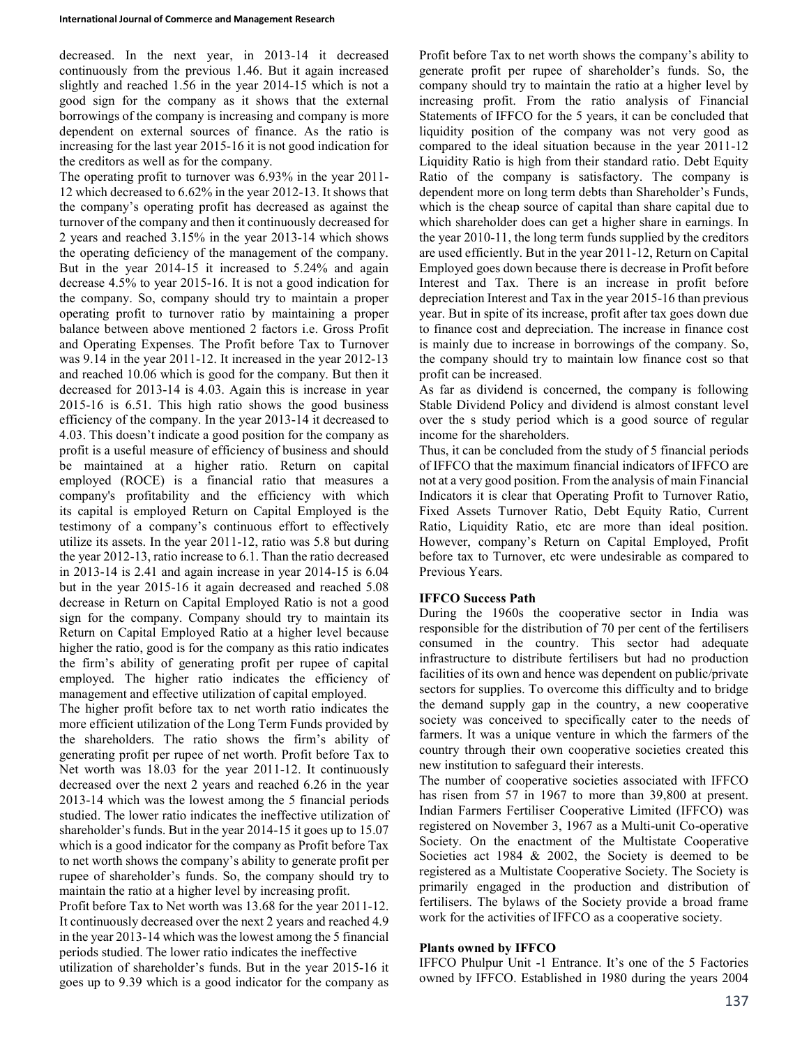decreased. In the next year, in 2013-14 it decreased continuously from the previous 1.46. But it again increased slightly and reached 1.56 in the year 2014-15 which is not a good sign for the company as it shows that the external borrowings of the company is increasing and company is more dependent on external sources of finance. As the ratio is increasing for the last year 2015-16 it is not good indication for the creditors as well as for the company.

The operating profit to turnover was 6.93% in the year 2011-12 which decreased to 6.62% in the year 2012-13. It shows that the company's operating profit has decreased as against the turnover of the company and then it continuously decreased for 2 years and reached 3.15% in the year 2013-14 which shows the operating deficiency of the management of the company. But in the year 2014-15 it increased to 5.24% and again decrease 4.5% to year 2015-16. It is not a good indication for the company. So, company should try to maintain a proper operating profit to turnover ratio by maintaining a proper balance between above mentioned 2 factors i.e. Gross Profit and Operating Expenses. The Profit before Tax to Turnover was 9.14 in the year 2011-12. It increased in the year 2012-13 and reached 10.06 which is good for the company. But then it decreased for 2013-14 is 4.03. Again this is increase in year 2015-16 is 6.51. This high ratio shows the good business efficiency of the company. In the year 2013-14 it decreased to 4.03. This doesn't indicate a good position for the company as profit is a useful measure of efficiency of business and should be maintained at a higher ratio. Return on capital employed (ROCE) is a financial ratio that measures a company's profitability and the efficiency with which its capital is employed Return on Capital Employed is the testimony of a company's continuous effort to effectively utilize its assets. In the year 2011-12, ratio was 5.8 but during the year 2012-13, ratio increase to 6.1. Than the ratio decreased in 2013-14 is 2.41 and again increase in year 2014-15 is 6.04 but in the year 2015-16 it again decreased and reached 5.08 decrease in Return on Capital Employed Ratio is not a good sign for the company. Company should try to maintain its Return on Capital Employed Ratio at a higher level because higher the ratio, good is for the company as this ratio indicates the firm's ability of generating profit per rupee of capital employed. The higher ratio indicates the efficiency of management and effective utilization of capital employed.

The higher profit before tax to net worth ratio indicates the more efficient utilization of the Long Term Funds provided by the shareholders. The ratio shows the firm's ability of generating profit per rupee of net worth. Profit before Tax to Net worth was 18.03 for the year 2011-12. It continuously decreased over the next 2 years and reached 6.26 in the year 2013-14 which was the lowest among the 5 financial periods studied. The lower ratio indicates the ineffective utilization of shareholder's funds. But in the year 2014-15 it goes up to 15.07 which is a good indicator for the company as Profit before Tax to net worth shows the company's ability to generate profit per rupee of shareholder's funds. So, the company should try to maintain the ratio at a higher level by increasing profit.

Profit before Tax to Net worth was 13.68 for the year 2011-12. It continuously decreased over the next 2 years and reached 4.9 in the year 2013-14 which was the lowest among the 5 financial periods studied. The lower ratio indicates the ineffective utilization of shareholder's funds. But in the year 2015-16 it goes up to 9.39 which is a good indicator for the company as Profit before Tax to net worth shows the company's ability to generate profit per rupee of shareholder's funds. So, the company should try to maintain the ratio at a higher level by increasing profit. From the ratio analysis of Financial Statements of IFFCO for the 5 years, it can be concluded that liquidity position of the company was not very good as compared to the ideal situation because in the year 2011-12 Liquidity Ratio is high from their standard ratio. Debt Equity Ratio of the company is satisfactory. The company is dependent more on long term debts than Shareholder's Funds, which is the cheap source of capital than share capital due to which shareholder does can get a higher share in earnings. In the year 2010-11, the long term funds supplied by the creditors are used efficiently. But in the year 2011-12, Return on Capital Employed goes down because there is decrease in Profit before Interest and Tax. There is an increase in profit before depreciation Interest and Tax in the year 2015-16 than previous year. But in spite of its increase, profit after tax goes down due to finance cost and depreciation. The increase in finance cost is mainly due to increase in borrowings of the company. So, the company should try to maintain low finance cost so that profit can be increased.

As far as dividend is concerned, the company is following Stable Dividend Policy and dividend is almost constant level over the s study period which is a good source of regular income for the shareholders.

Thus, it can be concluded from the study of 5 financial periods of IFFCO that the maximum financial indicators of IFFCO are not at a very good position. From the analysis of main Financial Indicators it is clear that Operating Profit to Turnover Ratio, Fixed Assets Turnover Ratio, Debt Equity Ratio, Current Ratio, Liquidity Ratio, etc are more than ideal position. However, company's Return on Capital Employed, Profit before tax to Turnover, etc were undesirable as compared to Previous Years.

**IFFCO Success Path**

During the 1960s the cooperative sector in India was responsible for the distribution of 70 per cent of the fertilisers consumed in the country. This sector had adequate infrastructure to distribute fertilisers but had no production facilities of its own and hence was dependent on public/private sectors for supplies. To overcome this difficulty and to bridge the demand supply gap in the country, a new cooperative society was conceived to specifically cater to the needs of farmers. It was a unique venture in which the farmers of the country through their own cooperative societies created this new institution to safeguard their interests.

The number of cooperative societies associated with IFFCO has risen from 57 in 1967 to more than 39,800 at present. Indian Farmers Fertiliser Cooperative Limited (IFFCO) was registered on November 3, 1967 as a Multi-unit Co-operative Society. On the enactment of the Multistate Cooperative Societies act 1984 & 2002, the Society is deemed to be registered as a Multistate Cooperative Society. The Society is primarily engaged in the production and distribution of fertilisers. The bylaws of the Society provide a broad frame work for the activities of IFFCO as a cooperative society.

**Plants owned by IFFCO**

IFFCO Phulpur Unit -1 Entrance. It's one of the 5 Factories owned by IFFCO. Established in 1980 during the years 2004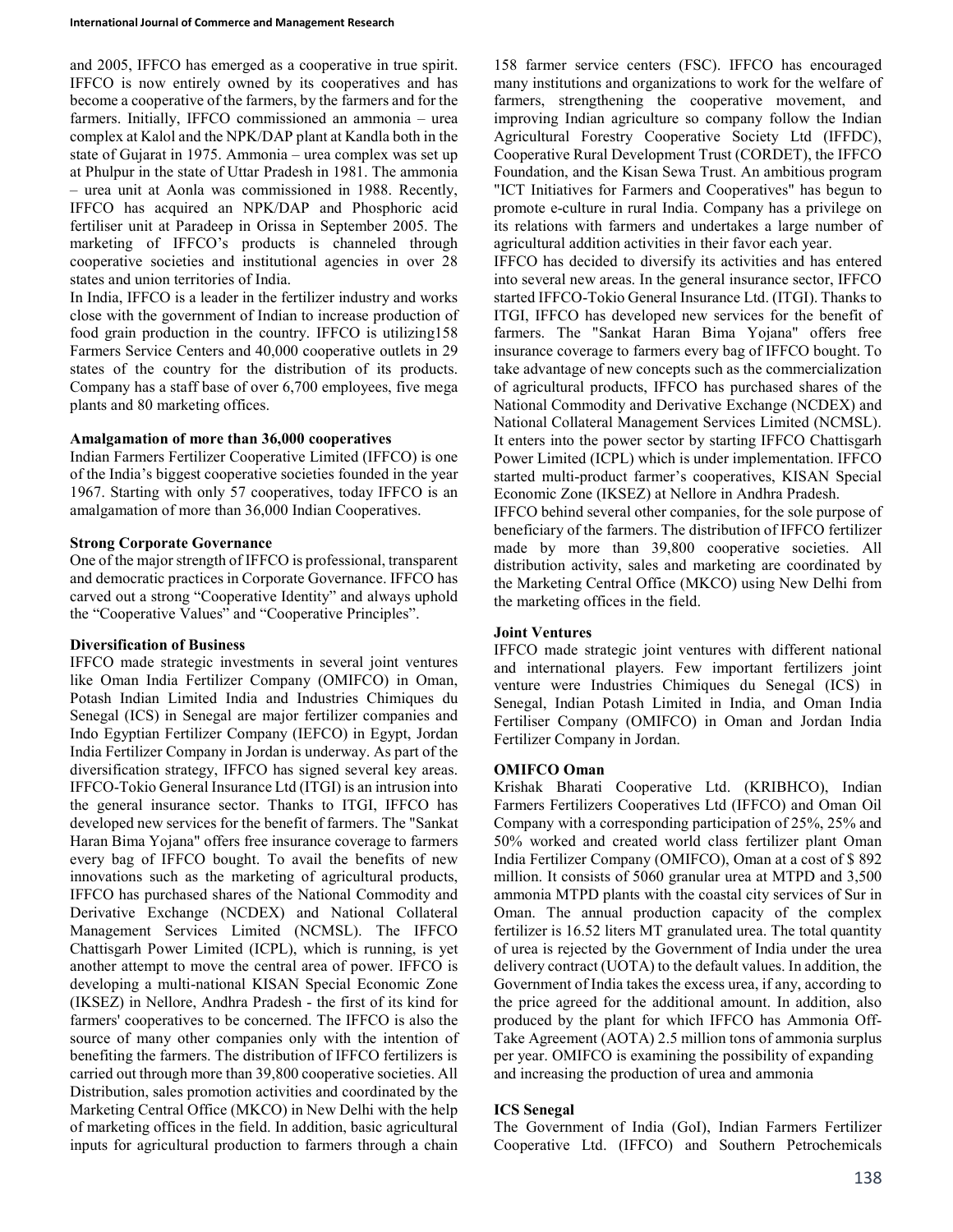and 2005, IFFCO has emerged as a cooperative in true spirit. IFFCO is now entirely owned by its cooperatives and has become a cooperative of the farmers, by the farmers and for the farmers. Initially, IFFCO commissioned an ammonia – urea complex at Kalol and the NPK/DAP plant at Kandla both in the state of Gujarat in 1975. Ammonia – urea complex was set up at Phulpur in the state of Uttar Pradesh in 1981. The ammonia – urea unit at Aonla was commissioned in 1988. Recently, IFFCO has acquired an NPK/DAP and Phosphoric acid fertiliser unit at Paradeep in Orissa in September 2005. The marketing of IFFCO's products is channeled through cooperative societies and institutional agencies in over 28 states and union territories of India.

In India, IFFCO is a leader in the fertilizer industry and works close with the government of Indian to increase production of food grain production in the country. IFFCO is utilizing158 Farmers Service Centers and 40,000 cooperative outlets in 29 states of the country for the distribution of its products. Company has a staff base of over 6,700 employees, five mega plants and 80 marketing offices.

**Amalgamation of more than 36,000 cooperatives**

Indian Farmers Fertilizer Cooperative Limited (IFFCO) is one of the India's biggest cooperative societies founded in the year 1967. Starting with only 57 cooperatives, today IFFCO is an amalgamation of more than 36,000 Indian Cooperatives.

**Strong Corporate Governance**

One of the major strength of IFFCO is professional, transparent and democratic practices in Corporate Governance. IFFCO has carved out a strong "Cooperative Identity" and always uphold the "Cooperative Values" and "Cooperative Principles".

**Diversification of Business**

IFFCO made strategic investments in several joint ventures like Oman India Fertilizer Company (OMIFCO) in Oman, Potash Indian Limited India and Industries Chimiques du Senegal (ICS) in Senegal are major fertilizer companies and Indo Egyptian Fertilizer Company (IEFCO) in Egypt, Jordan India Fertilizer Company in Jordan is underway. As part of the diversification strategy, IFFCO has signed several key areas. IFFCO-Tokio General Insurance Ltd (ITGI) is an intrusion into the general insurance sector. Thanks to ITGI, IFFCO has developed new services for the benefit of farmers. The "Sankat Haran Bima Yojana" offers free insurance coverage to farmers every bag of IFFCO bought. To avail the benefits of new innovations such as the marketing of agricultural products, IFFCO has purchased shares of the National Commodity and Derivative Exchange (NCDEX) and National Collateral Management Services Limited (NCMSL). The IFFCO Chattisgarh Power Limited (ICPL), which is running, is yet another attempt to move the central area of power. IFFCO is developing a multi-national KISAN Special Economic Zone (IKSEZ) in Nellore, Andhra Pradesh - the first of its kind for farmers' cooperatives to be concerned. The IFFCO is also the source of many other companies only with the intention of benefiting the farmers. The distribution of IFFCO fertilizers is carried out through more than 39,800 cooperative societies. All Distribution, sales promotion activities and coordinated by the Marketing Central Office (MKCO) in New Delhi with the help of marketing offices in the field. In addition, basic agricultural inputs for agricultural production to farmers through a chain 158 farmer service centers (FSC). IFFCO has encouraged many institutions and organizations to work for the welfare of farmers, strengthening the cooperative movement, and improving Indian agriculture so company follow the Indian Agricultural Forestry Cooperative Society Ltd (IFFDC), Cooperative Rural Development Trust (CORDET), the IFFCO Foundation, and the Kisan Sewa Trust. An ambitious program "ICT Initiatives for Farmers and Cooperatives" has begun to promote e-culture in rural India. Company has a privilege on its relations with farmers and undertakes a large number of agricultural addition activities in their favor each year.

IFFCO has decided to diversify its activities and has entered into several new areas. In the general insurance sector, IFFCO started IFFCO-Tokio General Insurance Ltd. (ITGI). Thanks to ITGI, IFFCO has developed new services for the benefit of farmers. The "Sankat Haran Bima Yojana" offers free insurance coverage to farmers every bag of IFFCO bought. To take advantage of new concepts such as the commercialization of agricultural products, IFFCO has purchased shares of the National Commodity and Derivative Exchange (NCDEX) and National Collateral Management Services Limited (NCMSL). It enters into the power sector by starting IFFCO Chattisgarh Power Limited (ICPL) which is under implementation. IFFCO started multi-product farmer's cooperatives, KISAN Special Economic Zone (IKSEZ) at Nellore in Andhra Pradesh.

IFFCO behind several other companies, for the sole purpose of beneficiary of the farmers. The distribution of IFFCO fertilizer made by more than 39,800 cooperative societies. All distribution activity, sales and marketing are coordinated by the Marketing Central Office (MKCO) using New Delhi from the marketing offices in the field.

**Joint Ventures**

IFFCO made strategic joint ventures with different national and international players. Few important fertilizers joint venture were Industries Chimiques du Senegal (ICS) in Senegal, Indian Potash Limited in India, and Oman India Fertiliser Company (OMIFCO) in Oman and Jordan India Fertilizer Company in Jordan.

**OMIFCO Oman**

Krishak Bharati Cooperative Ltd. (KRIBHCO), Indian Farmers Fertilizers Cooperatives Ltd (IFFCO) and Oman Oil Company with a corresponding participation of 25%, 25% and 50% worked and created world class fertilizer plant Oman India Fertilizer Company (OMIFCO), Oman at a cost of $ 892 million. It consists of 5060 granular urea at MTPD and 3,500 ammonia MTPD plants with the coastal city services of Sur in Oman. The annual production capacity of the complex fertilizer is 16.52 liters MT granulated urea. The total quantity of urea is rejected by the Government of India under the urea delivery contract (UOTA) to the default values. In addition, the Government of India takes the excess urea, if any, according to the price agreed for the additional amount. In addition, also produced by the plant for which IFFCO has Ammonia Off-Take Agreement (AOTA) 2.5 million tons of ammonia surplus per year. OMIFCO is examining the possibility of expanding and increasing the production of urea and ammonia

**ICS Senegal**

The Government of India (GoI), Indian Farmers Fertilizer Cooperative Ltd. (IFFCO) and Southern Petrochemicals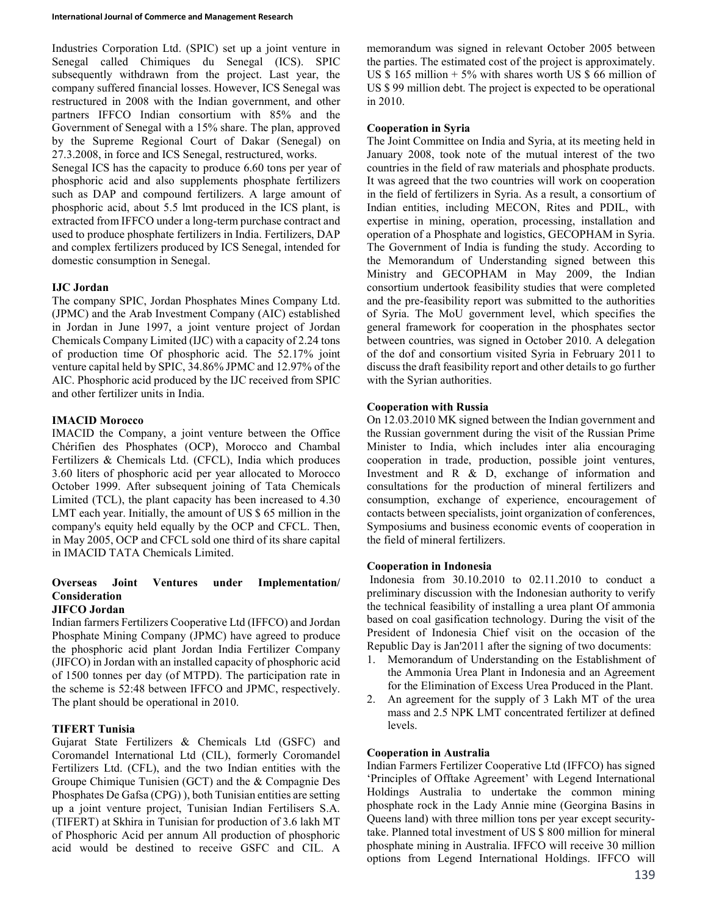Industries Corporation Ltd. (SPIC) set up a joint venture in Senegal called Chimiques du Senegal (ICS). SPIC subsequently withdrawn from the project. Last year, the company suffered financial losses. However, ICS Senegal was restructured in 2008 with the Indian government, and other partners IFFCO Indian consortium with 85% and the Government of Senegal with a 15% share. The plan, approved by the Supreme Regional Court of Dakar (Senegal) on 27.3.2008, in force and ICS Senegal, restructured, works.

Senegal ICS has the capacity to produce 6.60 tons per year of phosphoric acid and also supplements phosphate fertilizers such as DAP and compound fertilizers. A large amount of phosphoric acid, about 5.5 lmt produced in the ICS plant, is extracted from IFFCO under a long-term purchase contract and used to produce phosphate fertilizers in India. Fertilizers, DAP and complex fertilizers produced by ICS Senegal, intended for domestic consumption in Senegal.

### IJC Jordan

The company SPIC, Jordan Phosphates Mines Company Ltd. (JPMC) and the Arab Investment Company (AIC) established in Jordan in June 1997, a joint venture project of Jordan Chemicals Company Limited (IJC) with a capacity of 2.24 tons of production time Of phosphoric acid. The 52.17% joint venture capital held by SPIC, 34.86% JPMC and 12.97% of the AIC. Phosphoric acid produced by the IJC received from SPIC and other fertilizer units in India.

### IMACID Morocco

IMACID the Company, a joint venture between the Office Chérifien des Phosphates (OCP), Morocco and Chambal Fertilizers & Chemicals Ltd. (CFCL), India which produces 3.60 liters of phosphoric acid per year allocated to Morocco October 1999. After subsequent joining of Tata Chemicals Limited (TCL), the plant capacity has been increased to 4.30 LMT each year. Initially, the amount of US $ 65 million in the company's equity held equally by the OCP and CFCL. Then, in May 2005, OCP and CFCL sold one third of its share capital in IMACID TATA Chemicals Limited.

### Overseas Joint Ventures under Implementation/ Consideration

### JIFCO Jordan

Indian farmers Fertilizers Cooperative Ltd (IFFCO) and Jordan Phosphate Mining Company (JPMC) have agreed to produce the phosphoric acid plant Jordan India Fertilizer Company (JIFCO) in Jordan with an installed capacity of phosphoric acid of 1500 tonnes per day (of MTPD). The participation rate in the scheme is 52:48 between IFFCO and JPMC, respectively. The plant should be operational in 2010.

### TIFERT Tunisia

Gujarat State Fertilizers & Chemicals Ltd (GSFC) and Coromandel International Ltd (CIL), formerly Coromandel Fertilizers Ltd. (CFL), and the two Indian entities with the Groupe Chimique Tunisien (GCT) and the & Compagnie Des Phosphates De Gafsa (CPG) ), both Tunisian entities are setting up a joint venture project, Tunisian Indian Fertilisers S.A. (TIFERT) at Skhira in Tunisian for production of 3.6 lakh MT of Phosphoric Acid per annum All production of phosphoric acid would be destined to receive GSFC and CIL. A memorandum was signed in relevant October 2005 between the parties. The estimated cost of the project is approximately. US $ 165 million + 5% with shares worth US $ 66 million of US $ 99 million debt. The project is expected to be operational in 2010.

### Cooperation in Syria

The Joint Committee on India and Syria, at its meeting held in January 2008, took note of the mutual interest of the two countries in the field of raw materials and phosphate products. It was agreed that the two countries will work on cooperation in the field of fertilizers in Syria. As a result, a consortium of Indian entities, including MECON, Rites and PDIL, with expertise in mining, operation, processing, installation and operation of a Phosphate and logistics, GECOPHAM in Syria. The Government of India is funding the study. According to the Memorandum of Understanding signed between this Ministry and GECOPHAM in May 2009, the Indian consortium undertook feasibility studies that were completed and the pre-feasibility report was submitted to the authorities of Syria. The MoU government level, which specifies the general framework for cooperation in the phosphates sector between countries, was signed in October 2010. A delegation of the dof and consortium visited Syria in February 2011 to discuss the draft feasibility report and other details to go further with the Syrian authorities.

### Cooperation with Russia

On 12.03.2010 MK signed between the Indian government and the Russian government during the visit of the Russian Prime Minister to India, which includes inter alia encouraging cooperation in trade, production, possible joint ventures, Investment and R & D, exchange of information and consultations for the production of mineral fertilizers and consumption, exchange of experience, encouragement of contacts between specialists, joint organization of conferences, Symposiums and business economic events of cooperation in the field of mineral fertilizers.

### Cooperation in Indonesia

Indonesia from 30.10.2010 to 02.11.2010 to conduct a preliminary discussion with the Indonesian authority to verify the technical feasibility of installing a urea plant Of ammonia based on coal gasification technology. During the visit of the President of Indonesia Chief visit on the occasion of the Republic Day is Jan'2011 after the signing of two documents:

1. Memorandum of Understanding on the Establishment of the Ammonia Urea Plant in Indonesia and an Agreement for the Elimination of Excess Urea Produced in the Plant.
2. An agreement for the supply of 3 Lakh MT of the urea mass and 2.5 NPK LMT concentrated fertilizer at defined levels.

### Cooperation in Australia

Indian Farmers Fertilizer Cooperative Ltd (IFFCO) has signed 'Principles of Offtake Agreement' with Legend International Holdings Australia to undertake the common mining phosphate rock in the Lady Annie mine (Georgina Basins in Queens land) with three million tons per year except security-take. Planned total investment of US $ 800 million for mineral phosphate mining in Australia. IFFCO will receive 30 million options from Legend International Holdings. IFFCO will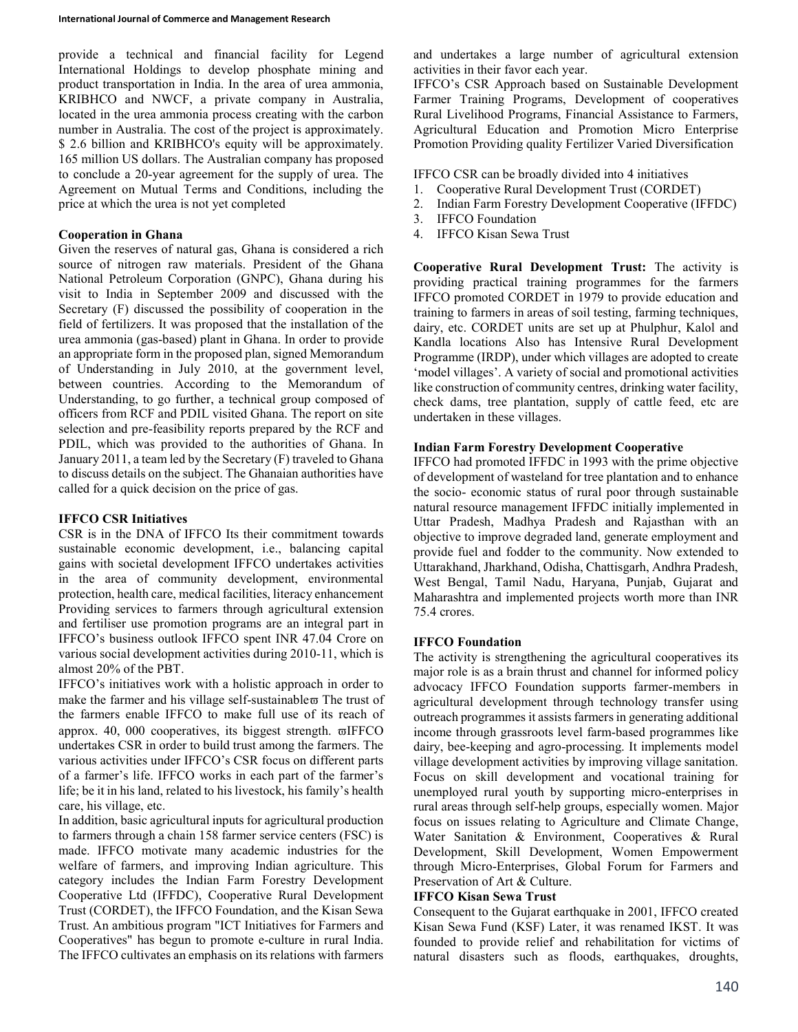provide a technical and financial facility for Legend International Holdings to develop phosphate mining and product transportation in India. In the area of urea ammonia, KRIBHCO and NWCF, a private company in Australia, located in the urea ammonia process creating with the carbon number in Australia. The cost of the project is approximately. $ 2.6 billion and KRIBHCO's equity will be approximately. 165 million US dollars. The Australian company has proposed to conclude a 20-year agreement for the supply of urea. The Agreement on Mutual Terms and Conditions, including the price at which the urea is not yet completed

**Cooperation in Ghana**

Given the reserves of natural gas, Ghana is considered a rich source of nitrogen raw materials. President of the Ghana National Petroleum Corporation (GNPC), Ghana during his visit to India in September 2009 and discussed with the Secretary (F) discussed the possibility of cooperation in the field of fertilizers. It was proposed that the installation of the urea ammonia (gas-based) plant in Ghana. In order to provide an appropriate form in the proposed plan, signed Memorandum of Understanding in July 2010, at the government level, between countries. According to the Memorandum of Understanding, to go further, a technical group composed of officers from RCF and PDIL visited Ghana. The report on site selection and pre-feasibility reports prepared by the RCF and PDIL, which was provided to the authorities of Ghana. In January 2011, a team led by the Secretary (F) traveled to Ghana to discuss details on the subject. The Ghanaian authorities have called for a quick decision on the price of gas.

**IFFCO CSR Initiatives**

CSR is in the DNA of IFFCO Its their commitment towards sustainable economic development, i.e., balancing capital gains with societal development IFFCO undertakes activities in the area of community development, environmental protection, health care, medical facilities, literacy enhancement Providing services to farmers through agricultural extension and fertiliser use promotion programs are an integral part in IFFCO's business outlook IFFCO spent INR 47.04 Crore on various social development activities during 2010-11, which is almost 20% of the PBT.

IFFCO's initiatives work with a holistic approach in order to make the farmer and his village self-sustainableϖ The trust of the farmers enable IFFCO to make full use of its reach of approx. 40, 000 cooperatives, its biggest strength. ϖIFFCO undertakes CSR in order to build trust among the farmers. The various activities under IFFCO's CSR focus on different parts of a farmer's life. IFFCO works in each part of the farmer's life; be it in his land, related to his livestock, his family's health care, his village, etc.

In addition, basic agricultural inputs for agricultural production to farmers through a chain 158 farmer service centers (FSC) is made. IFFCO motivate many academic industries for the welfare of farmers, and improving Indian agriculture. This category includes the Indian Farm Forestry Development Cooperative Ltd (IFFDC), Cooperative Rural Development Trust (CORDET), the IFFCO Foundation, and the Kisan Sewa Trust. An ambitious program "ICT Initiatives for Farmers and Cooperatives" has begun to promote e-culture in rural India. The IFFCO cultivates an emphasis on its relations with farmers and undertakes a large number of agricultural extension activities in their favor each year.

IFFCO's CSR Approach based on Sustainable Development Farmer Training Programs, Development of cooperatives Rural Livelihood Programs, Financial Assistance to Farmers, Agricultural Education and Promotion Micro Enterprise Promotion Providing quality Fertilizer Varied Diversification

IFFCO CSR can be broadly divided into 4 initiatives

1. Cooperative Rural Development Trust (CORDET)
2. Indian Farm Forestry Development Cooperative (IFFDC)
3. IFFCO Foundation
4. IFFCO Kisan Sewa Trust

**Cooperative Rural Development Trust:** The activity is providing practical training programmes for the farmers IFFCO promoted CORDET in 1979 to provide education and training to farmers in areas of soil testing, farming techniques, dairy, etc. CORDET units are set up at Phulphur, Kalol and Kandla locations Also has Intensive Rural Development Programme (IRDP), under which villages are adopted to create 'model villages'. A variety of social and promotional activities like construction of community centres, drinking water facility, check dams, tree plantation, supply of cattle feed, etc are undertaken in these villages.

**Indian Farm Forestry Development Cooperative**

IFFCO had promoted IFFDC in 1993 with the prime objective of development of wasteland for tree plantation and to enhance the socio- economic status of rural poor through sustainable natural resource management IFFDC initially implemented in Uttar Pradesh, Madhya Pradesh and Rajasthan with an objective to improve degraded land, generate employment and provide fuel and fodder to the community. Now extended to Uttarakhand, Jharkhand, Odisha, Chattisgarh, Andhra Pradesh, West Bengal, Tamil Nadu, Haryana, Punjab, Gujarat and Maharashtra and implemented projects worth more than INR 75.4 crores.

**IFFCO Foundation**

The activity is strengthening the agricultural cooperatives its major role is as a brain thrust and channel for informed policy advocacy IFFCO Foundation supports farmer-members in agricultural development through technology transfer using outreach programmes it assists farmers in generating additional income through grassroots level farm-based programmes like dairy, bee-keeping and agro-processing. It implements model village development activities by improving village sanitation. Focus on skill development and vocational training for unemployed rural youth by supporting micro-enterprises in rural areas through self-help groups, especially women. Major focus on issues relating to Agriculture and Climate Change, Water Sanitation & Environment, Cooperatives & Rural Development, Skill Development, Women Empowerment through Micro-Enterprises, Global Forum for Farmers and Preservation of Art & Culture.

**IFFCO Kisan Sewa Trust**

Consequent to the Gujarat earthquake in 2001, IFFCO created Kisan Sewa Fund (KSF) Later, it was renamed IKST. It was founded to provide relief and rehabilitation for victims of natural disasters such as floods, earthquakes, droughts,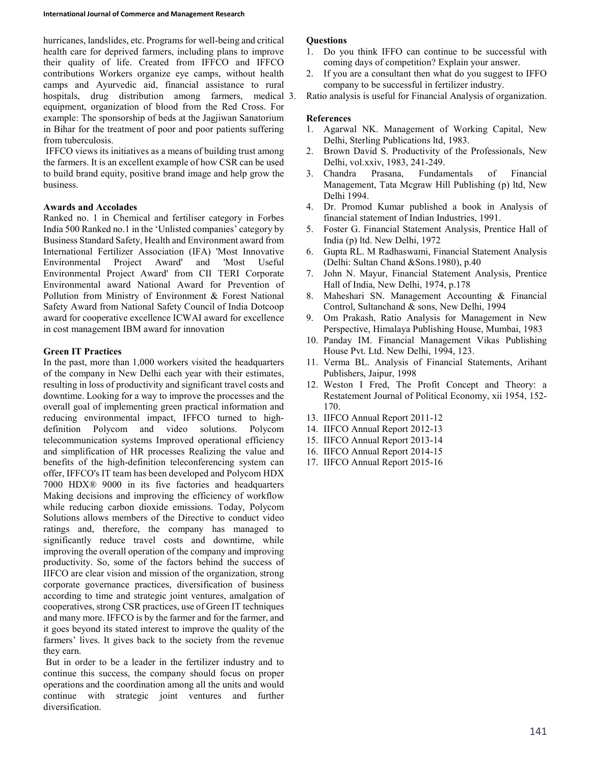hurricanes, landslides, etc. Programs for well-being and critical health care for deprived farmers, including plans to improve their quality of life. Created from IFFCO and IFFCO contributions Workers organize eye camps, without health camps and Ayurvedic aid, financial assistance to rural hospitals, drug distribution among farmers, medical equipment, organization of blood from the Red Cross. For example: The sponsorship of beds at the Jagjiwan Sanatorium in Bihar for the treatment of poor and poor patients suffering from tuberculosis.

IFFCO views its initiatives as a means of building trust among the farmers. It is an excellent example of how CSR can be used to build brand equity, positive brand image and help grow the business.

**Awards and Accolades**

Ranked no. 1 in Chemical and fertiliser category in Forbes India 500 Ranked no.1 in the 'Unlisted companies' category by Business Standard Safety, Health and Environment award from International Fertilizer Association (IFA) 'Most Innovative Environmental Project Award' and 'Most Useful Environmental Project Award' from CII TERI Corporate Environmental award National Award for Prevention of Pollution from Ministry of Environment & Forest National Safety Award from National Safety Council of India Dotcoop award for cooperative excellence ICWAI award for excellence in cost management IBM award for innovation

**Green IT Practices**

In the past, more than 1,000 workers visited the headquarters of the company in New Delhi each year with their estimates, resulting in loss of productivity and significant travel costs and downtime. Looking for a way to improve the processes and the overall goal of implementing green practical information and reducing environmental impact, IFFCO turned to high-definition Polycom and video solutions. Polycom telecommunication systems Improved operational efficiency and simplification of HR processes Realizing the value and benefits of the high-definition teleconferencing system can offer, IFFCO's IT team has been developed and Polycom HDX 7000 HDX® 9000 in its five factories and headquarters Making decisions and improving the efficiency of workflow while reducing carbon dioxide emissions. Today, Polycom Solutions allows members of the Directive to conduct video ratings and, therefore, the company has managed to significantly reduce travel costs and downtime, while improving the overall operation of the company and improving productivity. So, some of the factors behind the success of IIFCO are clear vision and mission of the organization, strong corporate governance practices, diversification of business according to time and strategic joint ventures, amalgation of cooperatives, strong CSR practices, use of Green IT techniques and many more. IFFCO is by the farmer and for the farmer, and it goes beyond its stated interest to improve the quality of the farmers' lives. It gives back to the society from the revenue they earn.

But in order to be a leader in the fertilizer industry and to continue this success, the company should focus on proper operations and the coordination among all the units and would continue with strategic joint ventures and further diversification.

**Questions**

1. Do you think IFFO can continue to be successful with coming days of competition? Explain your answer.
2. If you are a consultant then what do you suggest to IFFO company to be successful in fertilizer industry.
3. Ratio analysis is useful for Financial Analysis of organization.

**References**

1. Agarwal NK. Management of Working Capital, New Delhi, Sterling Publications ltd, 1983.
2. Brown David S. Productivity of the Professionals, New Delhi, vol.xxiv, 1983, 241-249.
3. Chandra Prasana, Fundamentals of Financial Management, Tata Mcgraw Hill Publishing (p) ltd, New Delhi 1994.
4. Dr. Promod Kumar published a book in Analysis of financial statement of Indian Industries, 1991.
5. Foster G. Financial Statement Analysis, Prentice Hall of India (p) ltd. New Delhi, 1972
6. Gupta RL. M Radhaswami, Financial Statement Analysis (Delhi: Sultan Chand &Sons.1980), p.40
7. John N. Mayur, Financial Statement Analysis, Prentice Hall of India, New Delhi, 1974, p.178
8. Maheshari SN. Management Accounting & Financial Control, Sultanchand & sons, New Delhi, 1994
9. Om Prakash, Ratio Analysis for Management in New Perspective, Himalaya Publishing House, Mumbai, 1983
10. Panday IM. Financial Management Vikas Publishing House Pvt. Ltd. New Delhi, 1994, 123.
11. Verma BL. Analysis of Financial Statements, Arihant Publishers, Jaipur, 1998
12. Weston I Fred, The Profit Concept and Theory: a Restatement Journal of Political Economy, xii 1954, 152-170.
13. IIFCO Annual Report 2011-12
14. IIFCO Annual Report 2012-13
15. IIFCO Annual Report 2013-14
16. IIFCO Annual Report 2014-15
17. IIFCO Annual Report 2015-16